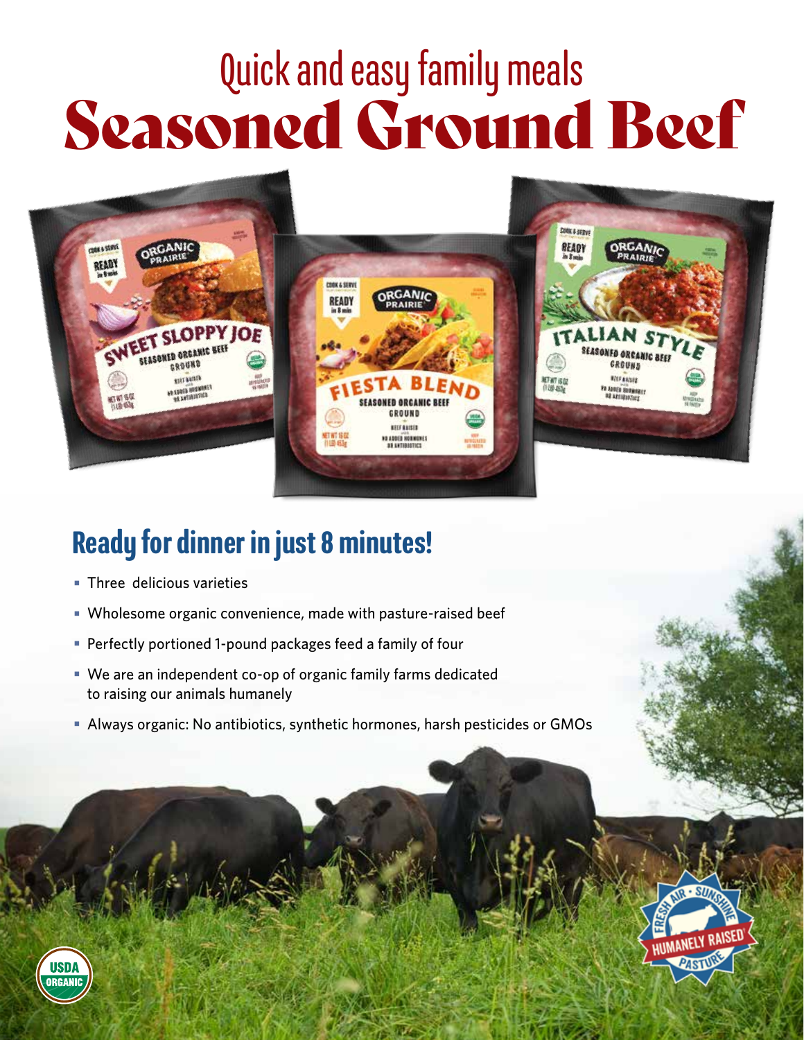# Quick and easy family meals
# Seasoned Ground Beef

## Ready for dinner in just 8 minutes!

- Three delicious varieties
- Wholesome organic convenience, made with pasture-raised beef
- Perfectly portioned 1-pound packages feed a family of four
- We are an independent co-op of organic family farms dedicated to raising our animals humanely
- Always organic: No antibiotics, synthetic hormones, harsh pesticides or GMOs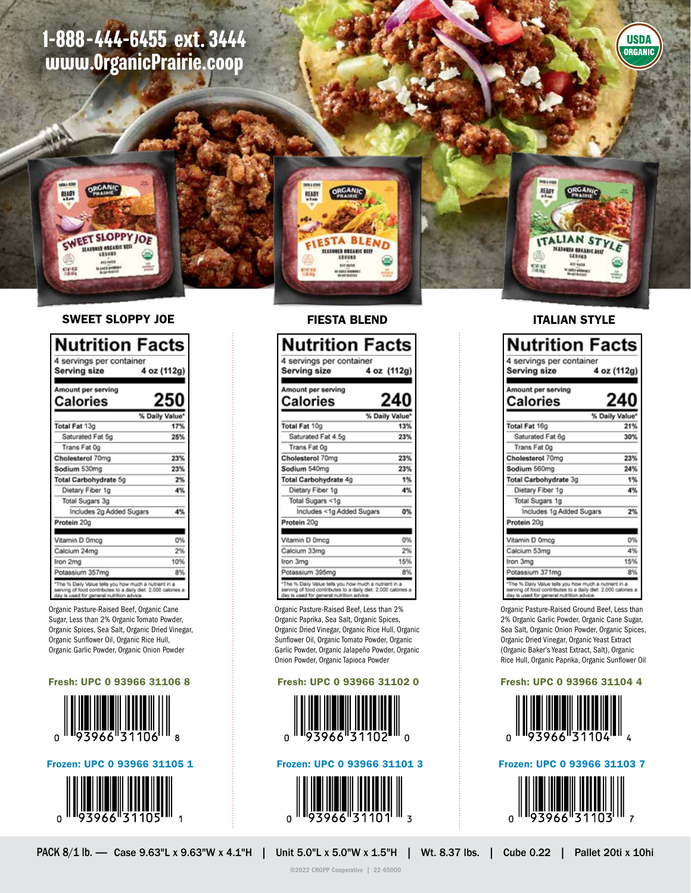1-888-444-6455 ext. 3444
www.OrganicPrairie.coop

## SWEET SLOPPY JOE

### Nutrition Facts

4 servings per container
**Serving size** 4 oz (112g)

| Amount per serving | |
|---|---|
| **Calories** | **250** |
| | **% Daily Value*** |
| **Total Fat** 13g | **17%** |
| Saturated Fat 5g | **25%** |
| *Trans* Fat 0g | |
| **Cholesterol** 70mg | **23%** |
| **Sodium** 530mg | **23%** |
| **Total Carbohydrate** 5g | **2%** |
| Dietary Fiber 1g | **4%** |
| Total Sugars 3g | |
| Includes 2g Added Sugars | **4%** |
| **Protein** 20g | |
| Vitamin D 0mcg | 0% |
| Calcium 24mg | 2% |
| Iron 2mg | 10% |
| Potassium 357mg | 8% |

*The % Daily Value tells you how much a nutrient in a serving of food contributes to a daily diet. 2,000 calories a day is used for general nutrition advice.

Organic Pasture-Raised Beef, Organic Cane Sugar, Less than 2% Organic Tomato Powder, Organic Spices, Sea Salt, Organic Dried Vinegar, Organic Sunflower Oil, Organic Rice Hull, Organic Garlic Powder, Organic Onion Powder

**Fresh: UPC 0 93966 31106 8**

0 93966 31106 8

**Frozen: UPC 0 93966 31105 1**

0 93966 31105 1

## FIESTA BLEND

### Nutrition Facts

4 servings per container
**Serving size** 4 oz (112g)

| Amount per serving | |
|---|---|
| **Calories** | **240** |
| | **% Daily Value*** |
| **Total Fat** 10g | **13%** |
| Saturated Fat 4.5g | **23%** |
| *Trans* Fat 0g | |
| **Cholesterol** 70mg | **23%** |
| **Sodium** 540mg | **23%** |
| **Total Carbohydrate** 4g | **1%** |
| Dietary Fiber 1g | **4%** |
| Total Sugars <1g | |
| Includes <1g Added Sugars | **0%** |
| **Protein** 20g | |
| Vitamin D 0mcg | 0% |
| Calcium 33mg | 2% |
| Iron 3mg | 15% |
| Potassium 395mg | 8% |

*The % Daily Value tells you how much a nutrient in a serving of food contributes to a daily diet. 2,000 calories a day is used for general nutrition advice.

Organic Pasture-Raised Beef, Less than 2% Organic Paprika, Sea Salt, Organic Spices, Organic Dried Vinegar, Organic Rice Hull, Organic Sunflower Oil, Organic Tomato Powder, Organic Garlic Powder, Organic Jalapeño Powder, Organic Onion Powder, Organic Tapioca Powder

**Fresh: UPC 0 93966 31102 0**

0 93966 31102 0

**Frozen: UPC 0 93966 31101 3**

0 93966 31101 3

## ITALIAN STYLE

### Nutrition Facts

4 servings per container
**Serving size** 4 oz (112g)

| Amount per serving | |
|---|---|
| **Calories** | **240** |
| | **% Daily Value*** |
| **Total Fat** 16g | **21%** |
| Saturated Fat 6g | **30%** |
| *Trans* Fat 0g | |
| **Cholesterol** 70mg | **23%** |
| **Sodium** 560mg | **24%** |
| **Total Carbohydrate** 3g | **1%** |
| Dietary Fiber 1g | **4%** |
| Total Sugars 1g | |
| Includes 1g Added Sugars | **2%** |
| **Protein** 20g | |
| Vitamin D 0mcg | 0% |
| Calcium 53mg | 4% |
| Iron 3mg | 15% |
| Potassium 371mg | 8% |

*The % Daily Value tells you how much a nutrient in a serving of food contributes to a daily diet. 2,000 calories a day is used for general nutrition advice.

Organic Pasture-Raised Ground Beef, Less than 2% Organic Garlic Powder, Organic Cane Sugar, Sea Salt, Organic Onion Powder, Organic Spices, Organic Dried Vinegar, Organic Yeast Extract (Organic Baker's Yeast Extract, Salt), Organic Rice Hull, Organic Paprika, Organic Sunflower Oil

**Fresh: UPC 0 93966 31104 4**

0 93966 31104 4

**Frozen: UPC 0 93966 31103 7**

0 93966 31103 7

PACK 8/1 lb. — Case 9.63"L x 9.63"W x 4.1"H | Unit 5.0"L x 5.0"W x 1.5"H | Wt. 8.37 lbs. | Cube 0.22 | Pallet 20ti x 10hi

©2022 CROPP Cooperative | 22-65000